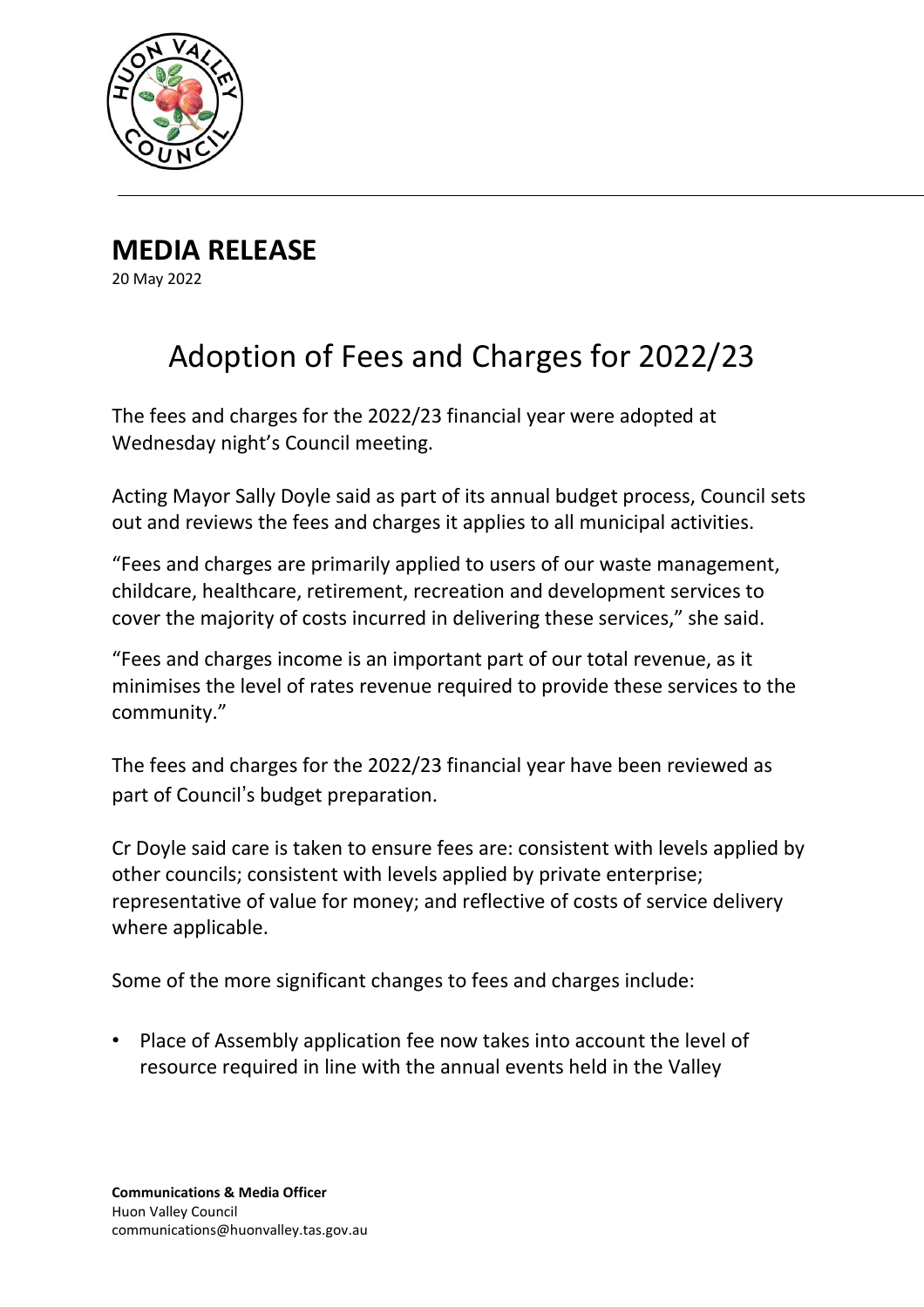# MEDIA RELEASE

20 May 2022

## Adoption of Fees and Charges for 2022/23

The fees and charges for the 2022/23 financial year were adopted at Wednesday night's Council meeting.

Acting Mayor Sally Doyle said as part of its annual budget process, Council sets out and reviews the fees and charges it applies to all municipal activities.

"Fees and charges are primarily applied to users of our waste management, childcare, healthcare, retirement, recreation and development services to cover the majority of costs incurred in delivering these services," she said.

"Fees and charges income is an important part of our total revenue, as it minimises the level of rates revenue required to provide these services to the community."

The fees and charges for the 2022/23 financial year have been reviewed as part of Council's budget preparation.

Cr Doyle said care is taken to ensure fees are: consistent with levels applied by other councils; consistent with levels applied by private enterprise; representative of value for money; and reflective of costs of service delivery where applicable.

Some of the more significant changes to fees and charges include:

- Place of Assembly application fee now takes into account the level of resource required in line with the annual events held in the Valley

**Communications & Media Officer**
Huon Valley Council
communications@huonvalley.tas.gov.au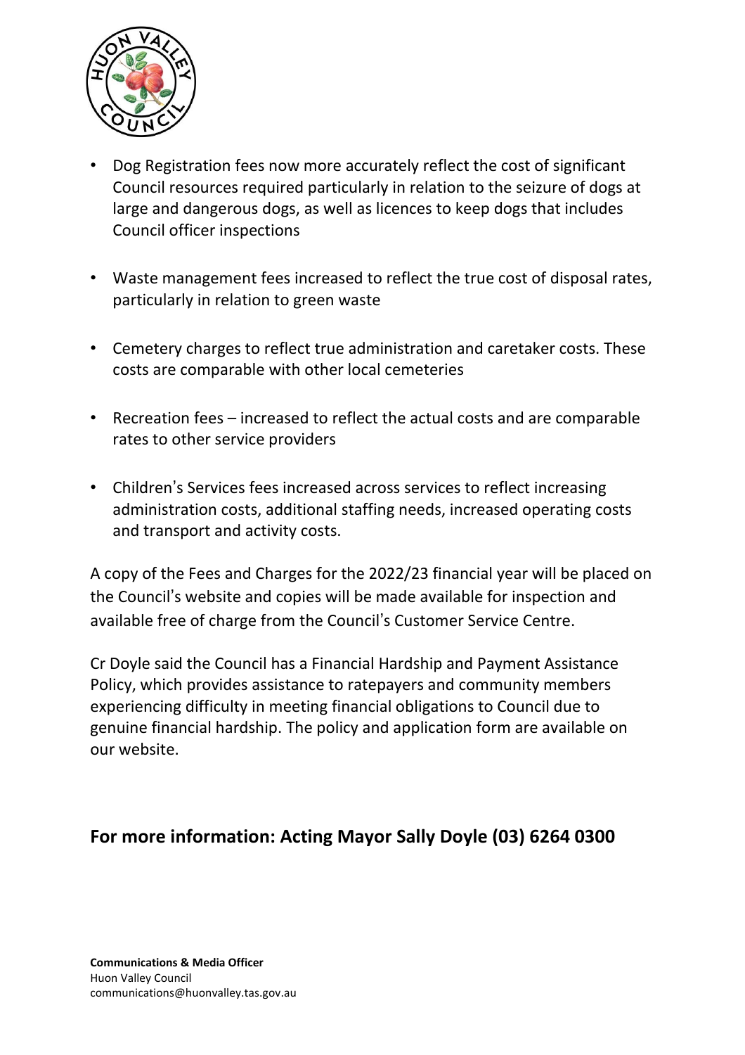- Dog Registration fees now more accurately reflect the cost of significant Council resources required particularly in relation to the seizure of dogs at large and dangerous dogs, as well as licences to keep dogs that includes Council officer inspections

- Waste management fees increased to reflect the true cost of disposal rates, particularly in relation to green waste

- Cemetery charges to reflect true administration and caretaker costs. These costs are comparable with other local cemeteries

- Recreation fees – increased to reflect the actual costs and are comparable rates to other service providers

- Children's Services fees increased across services to reflect increasing administration costs, additional staffing needs, increased operating costs and transport and activity costs.

A copy of the Fees and Charges for the 2022/23 financial year will be placed on the Council's website and copies will be made available for inspection and available free of charge from the Council's Customer Service Centre.

Cr Doyle said the Council has a Financial Hardship and Payment Assistance Policy, which provides assistance to ratepayers and community members experiencing difficulty in meeting financial obligations to Council due to genuine financial hardship. The policy and application form are available on our website.

## For more information: Acting Mayor Sally Doyle (03) 6264 0300

**Communications & Media Officer**
Huon Valley Council
communications@huonvalley.tas.gov.au